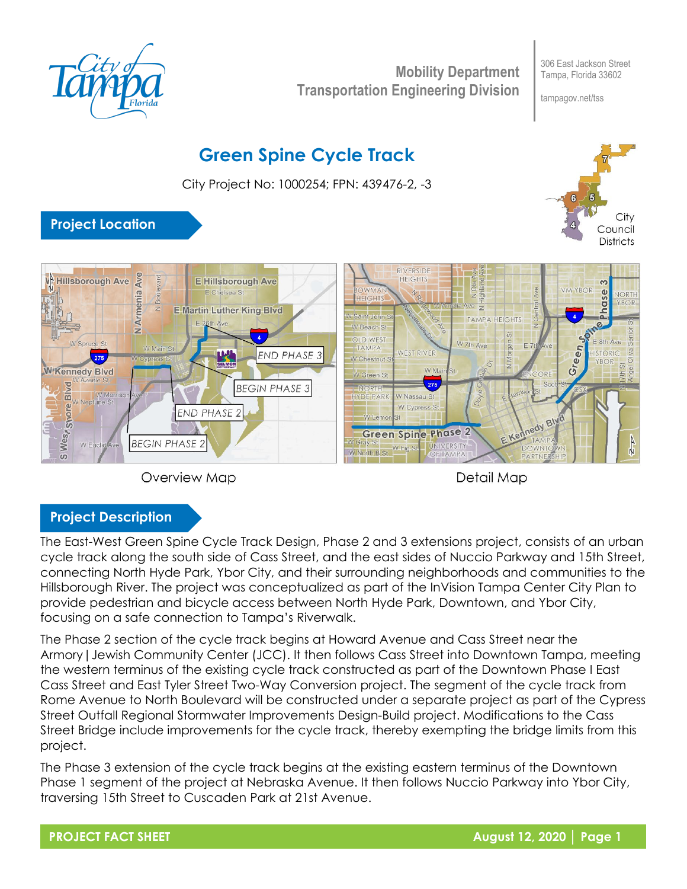Mobility Department
Transportation Engineering Division

306 East Jackson Street
Tampa, Florida 33602

tampagov.net/tss

# Green Spine Cycle Track

City Project No: 1000254; FPN: 439476-2, -3

## Project Location

Overview Map

Detail Map

## Project Description

The East-West Green Spine Cycle Track Design, Phase 2 and 3 extensions project, consists of an urban cycle track along the south side of Cass Street, and the east sides of Nuccio Parkway and 15th Street, connecting North Hyde Park, Ybor City, and their surrounding neighborhoods and communities to the Hillsborough River. The project was conceptualized as part of the InVision Tampa Center City Plan to provide pedestrian and bicycle access between North Hyde Park, Downtown, and Ybor City, focusing on a safe connection to Tampa's Riverwalk.

The Phase 2 section of the cycle track begins at Howard Avenue and Cass Street near the Armory | Jewish Community Center (JCC). It then follows Cass Street into Downtown Tampa, meeting the western terminus of the existing cycle track constructed as part of the Downtown Phase I East Cass Street and East Tyler Street Two-Way Conversion project. The segment of the cycle track from Rome Avenue to North Boulevard will be constructed under a separate project as part of the Cypress Street Outfall Regional Stormwater Improvements Design-Build project. Modifications to the Cass Street Bridge include improvements for the cycle track, thereby exempting the bridge limits from this project.

The Phase 3 extension of the cycle track begins at the existing eastern terminus of the Downtown Phase 1 segment of the project at Nebraska Avenue. It then follows Nuccio Parkway into Ybor City, traversing 15th Street to Cuscaden Park at 21st Avenue.

**PROJECT FACT SHEET** **August 12, 2020**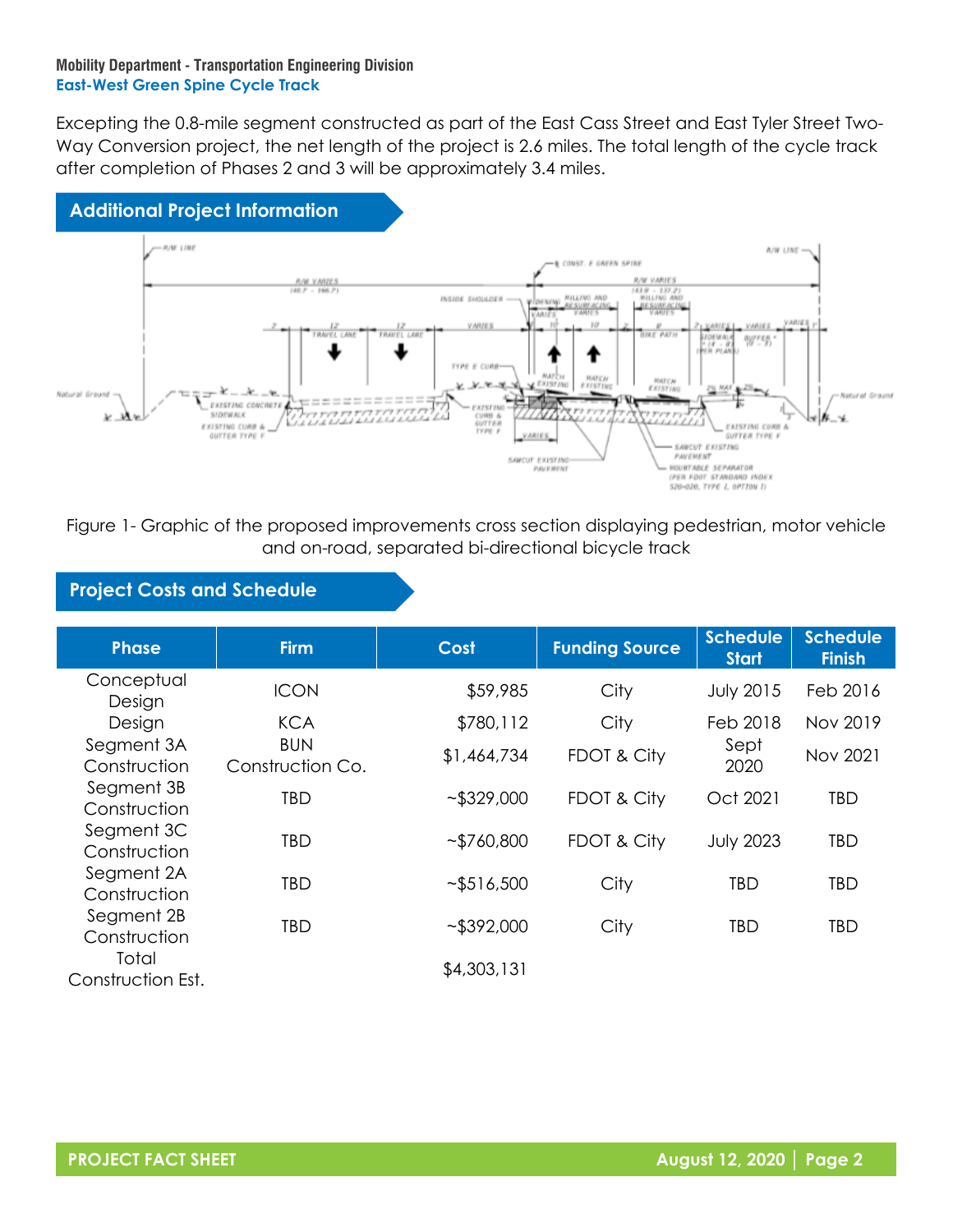East-West Green Spine Cycle Track

Excepting the 0.8-mile segment constructed as part of the East Cass Street and East Tyler Street Two-Way Conversion project, the net length of the project is 2.6 miles. The total length of the cycle track after completion of Phases 2 and 3 will be approximately 3.4 miles.

## Additional Project Information

Figure 1- Graphic of the proposed improvements cross section displaying pedestrian, motor vehicle and on-road, separated bi-directional bicycle track

## Project Costs and Schedule

| Phase | Firm | Cost | Funding Source | Schedule Start | Schedule Finish |
|---|---|---|---|---|---|
| Conceptual Design | ICON | $59,985 | City | July 2015 | Feb 2016 |
| Design | KCA | $780,112 | City | Feb 2018 | Nov 2019 |
| Segment 3A Construction | BUN Construction Co. | $1,464,734 | FDOT & City | Sept 2020 | Nov 2021 |
| Segment 3B Construction | TBD | ~$329,000 | FDOT & City | Oct 2021 | TBD |
| Segment 3C Construction | TBD | ~$760,800 | FDOT & City | July 2023 | TBD |
| Segment 2A Construction | TBD | ~$516,500 | City | TBD | TBD |
| Segment 2B Construction | TBD | ~$392,000 | City | TBD | TBD |
| Total Construction Est. | | $4,303,131 | | | |